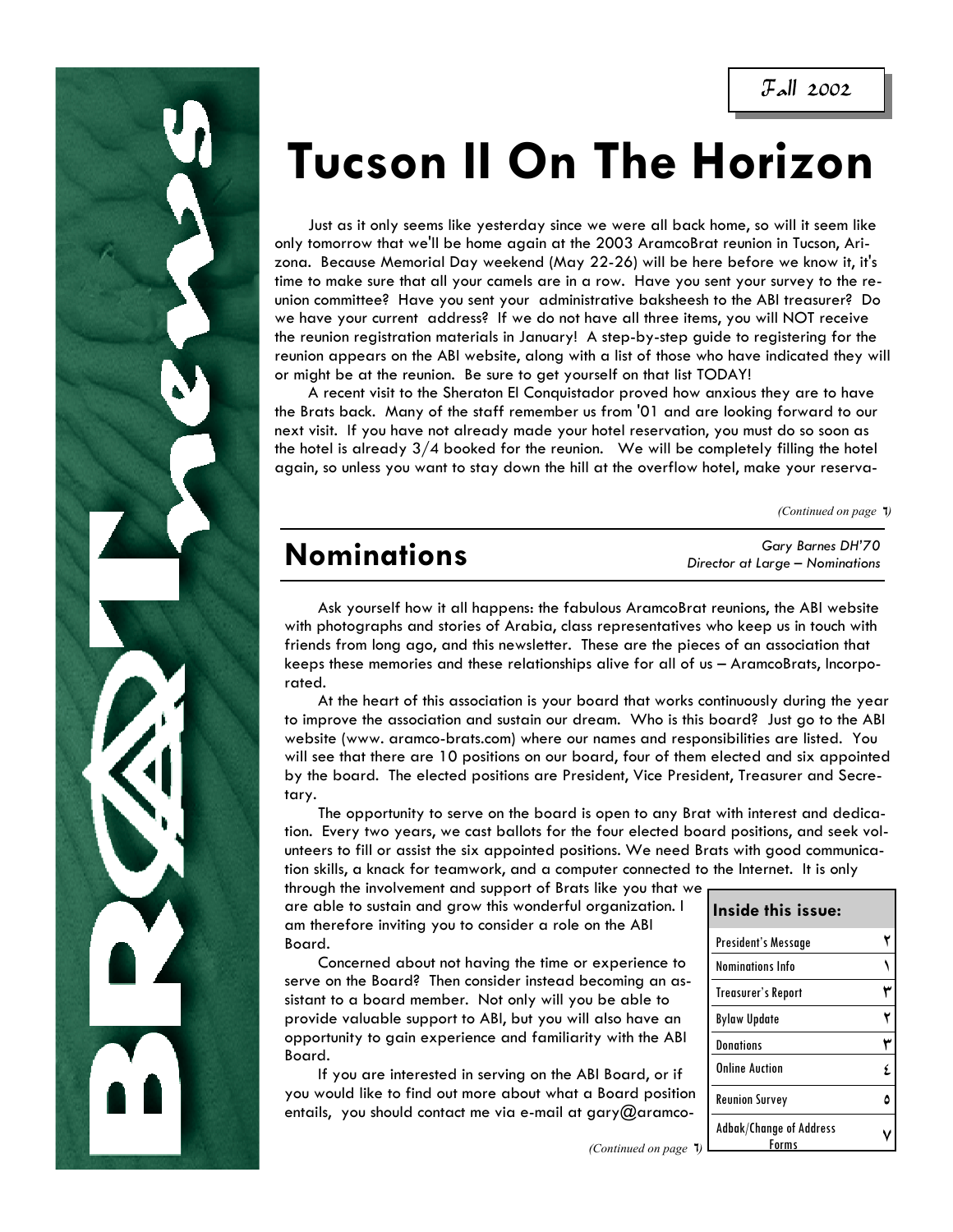Fall 2002

# Tucson II On The Horizon

Just as it only seems like yesterday since we were all back home, so will it seem like only tomorrow that we'll be home again at the 2003 AramcoBrat reunion in Tucson, Arizona. Because Memorial Day weekend (May 22-26) will be here before we know it, it's time to make sure that all your camels are in a row. Have you sent your survey to the reunion committee? Have you sent your administrative baksheesh to the ABI treasurer? Do we have your current address? If we do not have all three items, you will NOT receive the reunion registration materials in January! A step-by-step guide to registering for the reunion appears on the ABI website, along with a list of those who have indicated they will or might be at the reunion. Be sure to get yourself on that list TODAY!

A recent visit to the Sheraton El Conquistador proved how anxious they are to have the Brats back. Many of the staff remember us from '01 and are looking forward to our next visit. If you have not already made your hotel reservation, you must do so soon as the hotel is already 3/4 booked for the reunion. We will be completely filling the hotel again, so unless you want to stay down the hill at the overflow hotel, make your reserva-

*(Continued on page ٦)*

## Nominations

*Gary Barnes DH'70*
*Director at Large – Nominations*

Ask yourself how it all happens: the fabulous AramcoBrat reunions, the ABI website with photographs and stories of Arabia, class representatives who keep us in touch with friends from long ago, and this newsletter. These are the pieces of an association that keeps these memories and these relationships alive for all of us – AramcoBrats, Incorporated.

At the heart of this association is your board that works continuously during the year to improve the association and sustain our dream. Who is this board? Just go to the ABI website (www. aramco-brats.com) where our names and responsibilities are listed. You will see that there are 10 positions on our board, four of them elected and six appointed by the board. The elected positions are President, Vice President, Treasurer and Secretary.

The opportunity to serve on the board is open to any Brat with interest and dedication. Every two years, we cast ballots for the four elected board positions, and seek volunteers to fill or assist the six appointed positions. We need Brats with good communication skills, a knack for teamwork, and a computer connected to the Internet. It is only through the involvement and support of Brats like you that we are able to sustain and grow this wonderful organization. I am therefore inviting you to consider a role on the ABI Board.

Concerned about not having the time or experience to serve on the Board? Then consider instead becoming an assistant to a board member. Not only will you be able to provide valuable support to ABI, but you will also have an opportunity to gain experience and familiarity with the ABI Board.

If you are interested in serving on the ABI Board, or if you would like to find out more about what a Board position entails, you should contact me via e-mail at gary@aramco-

*(Continued on page ٦)*

| Inside this issue: | |
|---|---|
| President's Message | ٢ |
| Nominations Info | ١ |
| Treasurer's Report | ٣ |
| Bylaw Update | ٢ |
| Donations | ٣ |
| Online Auction | ٤ |
| Reunion Survey | ٥ |
| Adbak/Change of Address Forms | ٧ |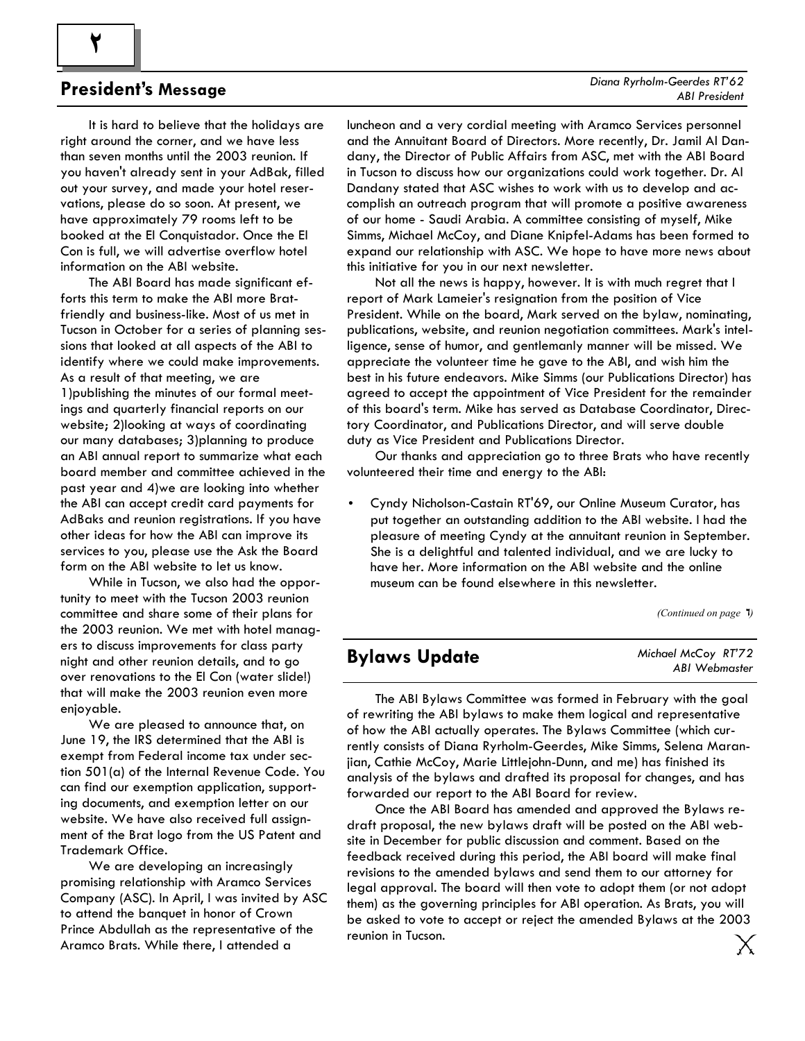## President's Message

*Diana Ryrholm-Geerdes RT'62*
*ABI President*

It is hard to believe that the holidays are right around the corner, and we have less than seven months until the 2003 reunion. If you haven't already sent in your AdBak, filled out your survey, and made your hotel reservations, please do so soon. At present, we have approximately 79 rooms left to be booked at the El Conquistador. Once the El Con is full, we will advertise overflow hotel information on the ABI website.

The ABI Board has made significant efforts this term to make the ABI more Brat-friendly and business-like. Most of us met in Tucson in October for a series of planning sessions that looked at all aspects of the ABI to identify where we could make improvements. As a result of that meeting, we are 1)publishing the minutes of our formal meetings and quarterly financial reports on our website; 2)looking at ways of coordinating our many databases; 3)planning to produce an ABI annual report to summarize what each board member and committee achieved in the past year and 4)we are looking into whether the ABI can accept credit card payments for AdBaks and reunion registrations. If you have other ideas for how the ABI can improve its services to you, please use the Ask the Board form on the ABI website to let us know.

While in Tucson, we also had the opportunity to meet with the Tucson 2003 reunion committee and share some of their plans for the 2003 reunion. We met with hotel managers to discuss improvements for class party night and other reunion details, and to go over renovations to the El Con (water slide!) that will make the 2003 reunion even more enjoyable.

We are pleased to announce that, on June 19, the IRS determined that the ABI is exempt from Federal income tax under section 501(a) of the Internal Revenue Code. You can find our exemption application, supporting documents, and exemption letter on our website. We have also received full assignment of the Brat logo from the US Patent and Trademark Office.

We are developing an increasingly promising relationship with Aramco Services Company (ASC). In April, I was invited by ASC to attend the banquet in honor of Crown Prince Abdullah as the representative of the Aramco Brats. While there, I attended a luncheon and a very cordial meeting with Aramco Services personnel and the Annuitant Board of Directors. More recently, Dr. Jamil Al Dandany, the Director of Public Affairs from ASC, met with the ABI Board in Tucson to discuss how our organizations could work together. Dr. Al Dandany stated that ASC wishes to work with us to develop and accomplish an outreach program that will promote a positive awareness of our home - Saudi Arabia. A committee consisting of myself, Mike Simms, Michael McCoy, and Diane Knipfel-Adams has been formed to expand our relationship with ASC. We hope to have more news about this initiative for you in our next newsletter.

Not all the news is happy, however. It is with much regret that I report of Mark Lameier's resignation from the position of Vice President. While on the board, Mark served on the bylaw, nominating, publications, website, and reunion negotiation committees. Mark's intelligence, sense of humor, and gentlemanly manner will be missed. We appreciate the volunteer time he gave to the ABI, and wish him the best in his future endeavors. Mike Simms (our Publications Director) has agreed to accept the appointment of Vice President for the remainder of this board's term. Mike has served as Database Coordinator, Directory Coordinator, and Publications Director, and will serve double duty as Vice President and Publications Director.

Our thanks and appreciation go to three Brats who have recently volunteered their time and energy to the ABI:

- Cyndy Nicholson-Castain RT'69, our Online Museum Curator, has put together an outstanding addition to the ABI website. I had the pleasure of meeting Cyndy at the annuitant reunion in September. She is a delightful and talented individual, and we are lucky to have her. More information on the ABI website and the online museum can be found elsewhere in this newsletter.

*(Continued on page ٦)*

## Bylaws Update

*Michael McCoy RT'72*
*ABI Webmaster*

The ABI Bylaws Committee was formed in February with the goal of rewriting the ABI bylaws to make them logical and representative of how the ABI actually operates. The Bylaws Committee (which currently consists of Diana Ryrholm-Geerdes, Mike Simms, Selena Maranjian, Cathie McCoy, Marie Littlejohn-Dunn, and me) has finished its analysis of the bylaws and drafted its proposal for changes, and has forwarded our report to the ABI Board for review.

Once the ABI Board has amended and approved the Bylaws redraft proposal, the new bylaws draft will be posted on the ABI website in December for public discussion and comment. Based on the feedback received during this period, the ABI board will make final revisions to the amended bylaws and send them to our attorney for legal approval. The board will then vote to adopt them (or not adopt them) as the governing principles for ABI operation. As Brats, you will be asked to vote to accept or reject the amended Bylaws at the 2003 reunion in Tucson.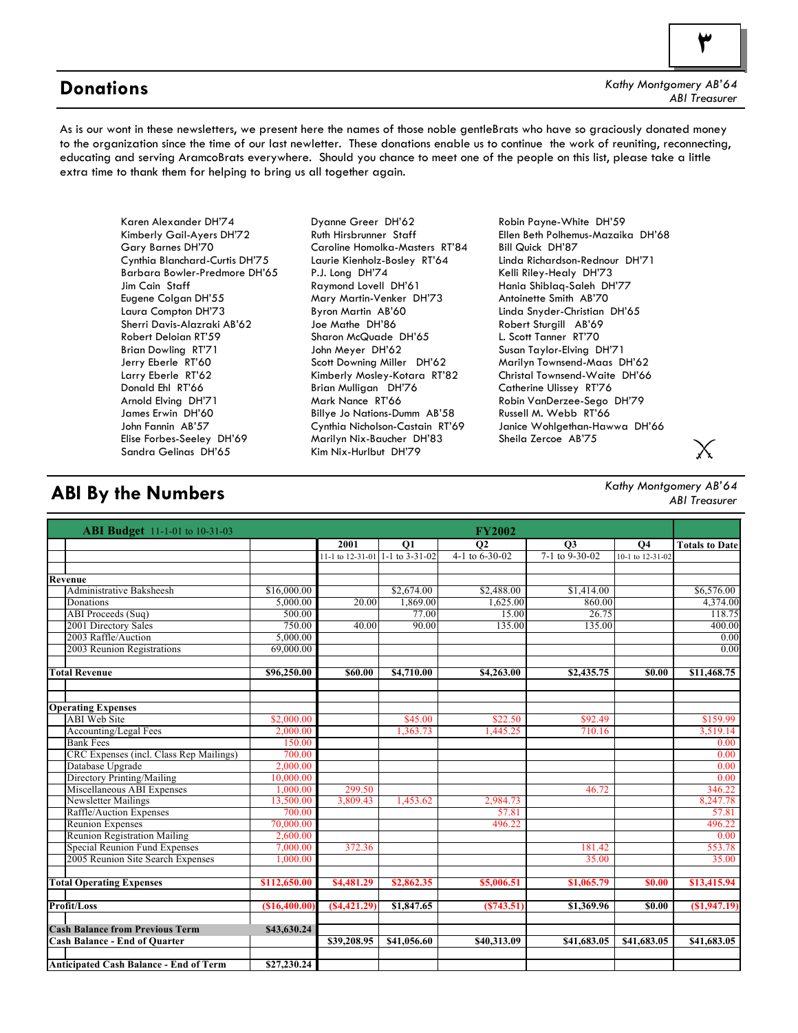## Donations

*Kathy Montgomery AB'64*
*ABI Treasurer*

As is our wont in these newsletters, we present here the names of those noble gentleBrats who have so graciously donated money to the organization since the time of our last newletter. These donations enable us to continue the work of reuniting, reconnecting, educating and serving AramcoBrats everywhere. Should you chance to meet one of the people on this list, please take a little extra time to thank them for helping to bring us all together again.

Karen Alexander DH'74
Kimberly Gail-Ayers DH'72
Gary Barnes DH'70
Cynthia Blanchard-Curtis DH'75
Barbara Bowler-Predmore DH'65
Jim Cain Staff
Eugene Colgan DH'55
Laura Compton DH'73
Sherri Davis-Alazraki AB'62
Robert Deloian RT'59
Brian Dowling RT'71
Jerry Eberle RT'60
Larry Eberle RT'62
Donald Ehl RT'66
Arnold Elving DH'71
James Erwin DH'60
John Fannin AB'57
Elise Forbes-Seeley DH'69
Sandra Gelinas DH'65
Dyanne Greer DH'62
Ruth Hirsbrunner Staff
Caroline Homolka-Masters RT'84
Laurie Kienholz-Bosley RT'64
P.J. Long DH'74
Raymond Lovell DH'61
Mary Martin-Venker DH'73
Byron Martin AB'60
Joe Mathe DH'86
Sharon McQuade DH'65
John Meyer DH'62
Scott Downing Miller DH'62
Kimberly Mosley-Kotara RT'82
Brian Mulligan DH'76
Mark Nance RT'66
Billye Jo Nations-Dumm AB'58
Cynthia Nicholson-Castain RT'69
Marilyn Nix-Baucher DH'83
Kim Nix-Hurlbut DH'79
Robin Payne-White DH'59
Ellen Beth Polhemus-Mazaika DH'68
Bill Quick DH'87
Linda Richardson-Rednour DH'71
Kelli Riley-Healy DH'73
Hania Shiblaq-Saleh DH'77
Antoinette Smith AB'70
Linda Snyder-Christian DH'65
Robert Sturgill AB'69
L. Scott Tanner RT'70
Susan Taylor-Elving DH'71
Marilyn Townsend-Maas DH'62
Christal Townsend-Waite DH'66
Catherine Ulissey RT'76
Robin VanDerzee-Sego DH'79
Russell M. Webb RT'66
Janice Wohlgethan-Hawwa DH'66
Sheila Zercoe AB'75

## ABI By the Numbers

*Kathy Montgomery AB'64*
*ABI Treasurer*

| ABI Budget 11-1-01 to 10-31-03 | | 2001 | Q1 | Q2 | Q3 | Q4 | Totals to Date |
|---|---|---|---|---|---|---|---|
| | | 11-1 to 12-31-01 | 1-1 to 3-31-02 | 4-1 to 6-30-02 | 7-1 to 9-30-02 | 10-1 to 12-31-02 | |
| **Revenue** | | | | | | | |
| Administrative Baksheesh | $16,000.00 | | $2,674.00 | $2,488.00 | $1,414.00 | | $6,576.00 |
| Donations | 5,000.00 | 20.00 | 1,869.00 | 1,625.00 | 860.00 | | 4,374.00 |
| ABI Proceeds (Suq) | 500.00 | | 77.00 | 15.00 | 26.75 | | 118.75 |
| 2001 Directory Sales | 750.00 | 40.00 | 90.00 | 135.00 | 135.00 | | 400.00 |
| 2003 Raffle/Auction | 5,000.00 | | | | | | 0.00 |
| 2003 Reunion Registrations | 69,000.00 | | | | | | 0.00 |
| **Total Revenue** | **$96,250.00** | **$60.00** | **$4,710.00** | **$4,263.00** | **$2,435.75** | **$0.00** | **$11,468.75** |
| **Operating Expenses** | | | | | | | |
| ABI Web Site | $2,000.00 | | $45.00 | $22.50 | $92.49 | | $159.99 |
| Accounting/Legal Fees | 2,000.00 | | 1,363.73 | 1,445.25 | 710.16 | | 3,519.14 |
| Bank Fees | 150.00 | | | | | | 0.00 |
| CRC Expenses (incl. Class Rep Mailings) | 700.00 | | | | | | 0.00 |
| Database Upgrade | 2,000.00 | | | | | | 0.00 |
| Directory Printing/Mailing | 10,000.00 | | | | | | 0.00 |
| Miscellaneous ABI Expenses | 1,000.00 | 299.50 | | | 46.72 | | 346.22 |
| Newsletter Mailings | 13,500.00 | 3,809.43 | 1,453.62 | 2,984.73 | | | 8,247.78 |
| Raffle/Auction Expenses | 700.00 | | | 57.81 | | | 57.81 |
| Reunion Expenses | 70,000.00 | | | 496.22 | | | 496.22 |
| Reunion Registration Mailing | 2,600.00 | | | | | | 0.00 |
| Special Reunion Fund Expenses | 7,000.00 | 372.36 | | | 181.42 | | 553.78 |
| 2005 Reunion Site Search Expenses | 1,000.00 | | | | 35.00 | | 35.00 |
| **Total Operating Expenses** | **$112,650.00** | **$4,481.29** | **$2,862.35** | **$5,006.51** | **$1,065.79** | **$0.00** | **$13,415.94** |
| **Profit/Loss** | **($16,400.00)** | **($4,421.29)** | **$1,847.65** | **($743.51)** | **$1,369.96** | **$0.00** | **($1,947.19)** |
| **Cash Balance from Previous Term** | **$43,630.24** | | | | | | |
| **Cash Balance - End of Quarter** | | **$39,208.95** | **$41,056.60** | **$40,313.09** | **$41,683.05** | **$41,683.05** | **$41,683.05** |
| **Anticipated Cash Balance - End of Term** | **$27,230.24** | | | | | | |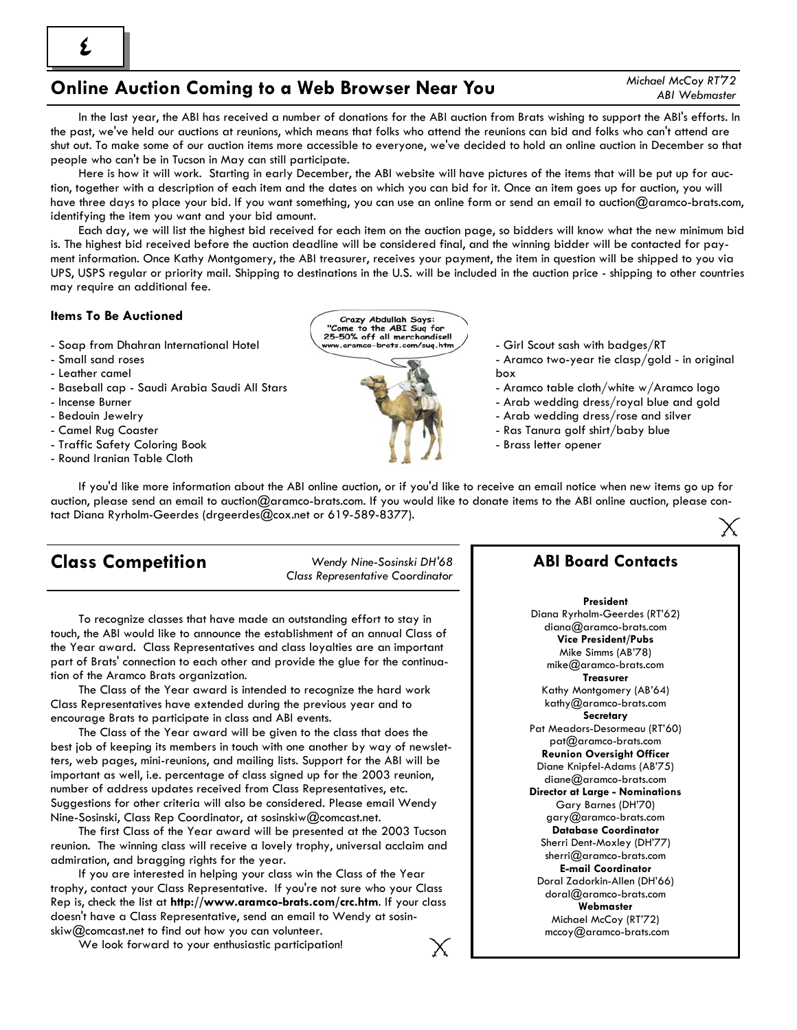## Online Auction Coming to a Web Browser Near You

*Michael McCoy RT'72*
*ABI Webmaster*

In the last year, the ABI has received a number of donations for the ABI auction from Brats wishing to support the ABI's efforts. In the past, we've held our auctions at reunions, which means that folks who attend the reunions can bid and folks who can't attend are shut out. To make some of our auction items more accessible to everyone, we've decided to hold an online auction in December so that people who can't be in Tucson in May can still participate.

Here is how it will work. Starting in early December, the ABI website will have pictures of the items that will be put up for auction, together with a description of each item and the dates on which you can bid for it. Once an item goes up for auction, you will have three days to place your bid. If you want something, you can use an online form or send an email to auction@aramco-brats.com, identifying the item you want and your bid amount.

Each day, we will list the highest bid received for each item on the auction page, so bidders will know what the new minimum bid is. The highest bid received before the auction deadline will be considered final, and the winning bidder will be contacted for payment information. Once Kathy Montgomery, the ABI treasurer, receives your payment, the item in question will be shipped to you via UPS, USPS regular or priority mail. Shipping to destinations in the U.S. will be included in the auction price - shipping to other countries may require an additional fee.

**Items To Be Auctioned**

- Soap from Dhahran International Hotel
- Small sand roses
- Leather camel
- Baseball cap - Saudi Arabia Saudi All Stars
- Incense Burner
- Bedouin Jewelry
- Camel Rug Coaster
- Traffic Safety Coloring Book
- Round Iranian Table Cloth
- Girl Scout sash with badges/RT
- Aramco two-year tie clasp/gold - in original box
- Aramco table cloth/white w/Aramco logo
- Arab wedding dress/royal blue and gold
- Arab wedding dress/rose and silver
- Ras Tanura golf shirt/baby blue
- Brass letter opener

Crazy Abdullah Says: "Come to the ABI Suq for 25-50% off all merchandise!! www.aramco-brats.com/suq.htm

If you'd like more information about the ABI online auction, or if you'd like to receive an email notice when new items go up for auction, please send an email to auction@aramco-brats.com. If you would like to donate items to the ABI online auction, please contact Diana Ryrholm-Geerdes (drgeerdes@cox.net or 619-589-8377).

## Class Competition

*Wendy Nine-Sosinski DH'68*
*Class Representative Coordinator*

To recognize classes that have made an outstanding effort to stay in touch, the ABI would like to announce the establishment of an annual Class of the Year award. Class Representatives and class loyalties are an important part of Brats' connection to each other and provide the glue for the continuation of the Aramco Brats organization.

The Class of the Year award is intended to recognize the hard work Class Representatives have extended during the previous year and to encourage Brats to participate in class and ABI events.

The Class of the Year award will be given to the class that does the best job of keeping its members in touch with one another by way of newsletters, web pages, mini-reunions, and mailing lists. Support for the ABI will be important as well, i.e. percentage of class signed up for the 2003 reunion, number of address updates received from Class Representatives, etc. Suggestions for other criteria will also be considered. Please email Wendy Nine-Sosinski, Class Rep Coordinator, at sosinskiw@comcast.net.

The first Class of the Year award will be presented at the 2003 Tucson reunion. The winning class will receive a lovely trophy, universal acclaim and admiration, and bragging rights for the year.

If you are interested in helping your class win the Class of the Year trophy, contact your Class Representative. If you're not sure who your Class Rep is, check the list at **http://www.aramco-brats.com/crc.htm**. If your class doesn't have a Class Representative, send an email to Wendy at sosinskiw@comcast.net to find out how you can volunteer.

We look forward to your enthusiastic participation!

## ABI Board Contacts

**President**
Diana Ryrholm-Geerdes (RT'62)
diana@aramco-brats.com

**Vice President/Pubs**
Mike Simms (AB'78)
mike@aramco-brats.com

**Treasurer**
Kathy Montgomery (AB'64)
kathy@aramco-brats.com

**Secretary**
Pat Meadors-Desormeau (RT'60)
pat@aramco-brats.com

**Reunion Oversight Officer**
Diane Knipfel-Adams (AB'75)
diane@aramco-brats.com

**Director at Large - Nominations**
Gary Barnes (DH'70)
gary@aramco-brats.com

**Database Coordinator**
Sherri Dent-Moxley (DH'77)
sherri@aramco-brats.com

**E-mail Coordinator**
Doral Zadorkin-Allen (DH'66)
doral@aramco-brats.com

**Webmaster**
Michael McCoy (RT'72)
mccoy@aramco-brats.com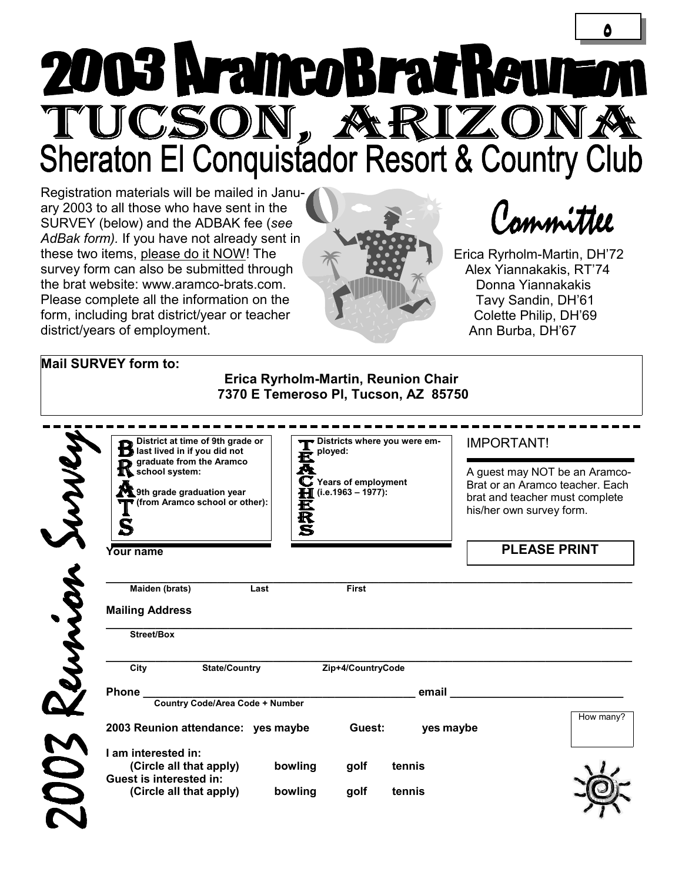# 2003 AramcoBrat Reunion

# TUCSON, ARIZONA

## Sheraton El Conquistador Resort & Country Club

Registration materials will be mailed in January 2003 to all those who have sent in the SURVEY (below) and the ADBAK fee (*see AdBak form).* If you have not already sent in these two items, please do it NOW! The survey form can also be submitted through the brat website: www.aramco-brats.com. Please complete all the information on the form, including brat district/year or teacher district/years of employment.

## Committee

Erica Ryrholm-Martin, DH'72
Alex Yiannakakis, RT'74
Donna Yiannakakis
Tavy Sandin, DH'61
Colette Philip, DH'69
Ann Burba, DH'67

**Mail SURVEY form to:**

**Erica Ryrholm-Martin, Reunion Chair**
**7370 E Temeroso Pl, Tucson, AZ 85750**

---

## 2003 Reunion Survey

**BRATS**

**District at time of 9th grade or last lived in if you did not graduate from the Aramco school system:**

**9th grade graduation year (from Aramco school or other):**

**TEACHERS**

**Districts where you were employed:**

**Years of employment (i.e.1963 – 1977):**

IMPORTANT!

A guest may NOT be an Aramco-Brat or an Aramco teacher. Each brat and teacher must complete his/her own survey form.

**PLEASE PRINT**

**Your name**

______________________________________________________________
**Maiden (brats)** **Last** **First**

**Mailing Address**

______________________________________________________________
**Street/Box**

______________________________________________________________
**City** **State/Country** **Zip+4/CountryCode**

**Phone** ________________________________ **email** ____________________
**Country Code/Area Code + Number**

**2003 Reunion attendance: yes maybe** **Guest: yes maybe** How many?

**I am interested in:**
**(Circle all that apply) bowling golf tennis**
**Guest is interested in:**
**(Circle all that apply) bowling golf tennis**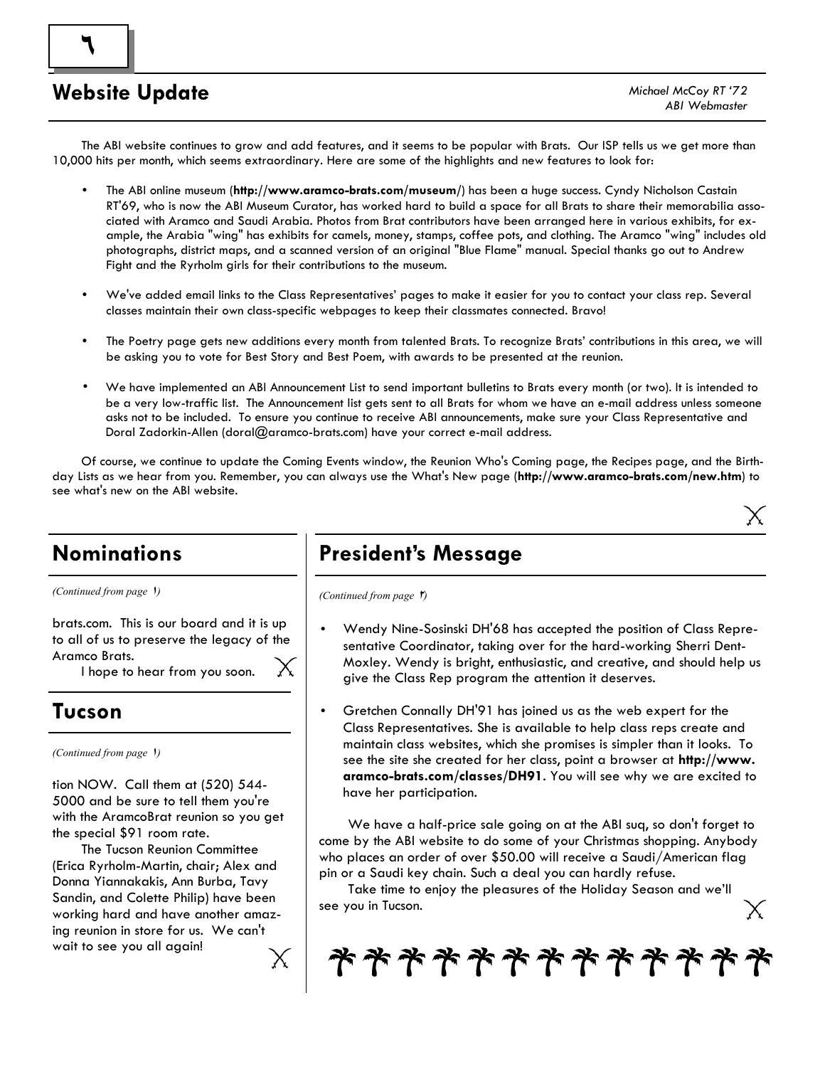## Website Update

*Michael McCoy RT '72*
*ABI Webmaster*

The ABI website continues to grow and add features, and it seems to be popular with Brats. Our ISP tells us we get more than 10,000 hits per month, which seems extraordinary. Here are some of the highlights and new features to look for:

- The ABI online museum (**http://www.aramco-brats.com/museum/**) has been a huge success. Cyndy Nicholson Castain RT'69, who is now the ABI Museum Curator, has worked hard to build a space for all Brats to share their memorabilia associated with Aramco and Saudi Arabia. Photos from Brat contributors have been arranged here in various exhibits, for example, the Arabia "wing" has exhibits for camels, money, stamps, coffee pots, and clothing. The Aramco "wing" includes old photographs, district maps, and a scanned version of an original "Blue Flame" manual. Special thanks go out to Andrew Fight and the Ryrholm girls for their contributions to the museum.

- We've added email links to the Class Representatives' pages to make it easier for you to contact your class rep. Several classes maintain their own class-specific webpages to keep their classmates connected. Bravo!

- The Poetry page gets new additions every month from talented Brats. To recognize Brats' contributions in this area, we will be asking you to vote for Best Story and Best Poem, with awards to be presented at the reunion.

- We have implemented an ABI Announcement List to send important bulletins to Brats every month (or two). It is intended to be a very low-traffic list. The Announcement list gets sent to all Brats for whom we have an e-mail address unless someone asks not to be included. To ensure you continue to receive ABI announcements, make sure your Class Representative and Doral Zadorkin-Allen (doral@aramco-brats.com) have your correct e-mail address.

Of course, we continue to update the Coming Events window, the Reunion Who's Coming page, the Recipes page, and the Birthday Lists as we hear from you. Remember, you can always use the What's New page (**http://www.aramco-brats.com/new.htm**) to see what's new on the ABI website.

## Nominations

*(Continued from page ١)*

brats.com. This is our board and it is up to all of us to preserve the legacy of the Aramco Brats.

I hope to hear from you soon.

## Tucson

*(Continued from page ١)*

tion NOW. Call them at (520) 544-5000 and be sure to tell them you're with the AramcoBrat reunion so you get the special $91 room rate.

The Tucson Reunion Committee (Erica Ryrholm-Martin, chair; Alex and Donna Yiannakakis, Ann Burba, Tavy Sandin, and Colette Philip) have been working hard and have another amazing reunion in store for us. We can't wait to see you all again!

## President's Message

*(Continued from page ٢)*

- Wendy Nine-Sosinski DH'68 has accepted the position of Class Representative Coordinator, taking over for the hard-working Sherri Dent-Moxley. Wendy is bright, enthusiastic, and creative, and should help us give the Class Rep program the attention it deserves.

- Gretchen Connally DH'91 has joined us as the web expert for the Class Representatives. She is available to help class reps create and maintain class websites, which she promises is simpler than it looks. To see the site she created for her class, point a browser at **http://www.aramco-brats.com/classes/DH91**. You will see why we are excited to have her participation.

We have a half-price sale going on at the ABI suq, so don't forget to come by the ABI website to do some of your Christmas shopping. Anybody who places an order of over $50.00 will receive a Saudi/American flag pin or a Saudi key chain. Such a deal you can hardly refuse.

Take time to enjoy the pleasures of the Holiday Season and we'll see you in Tucson.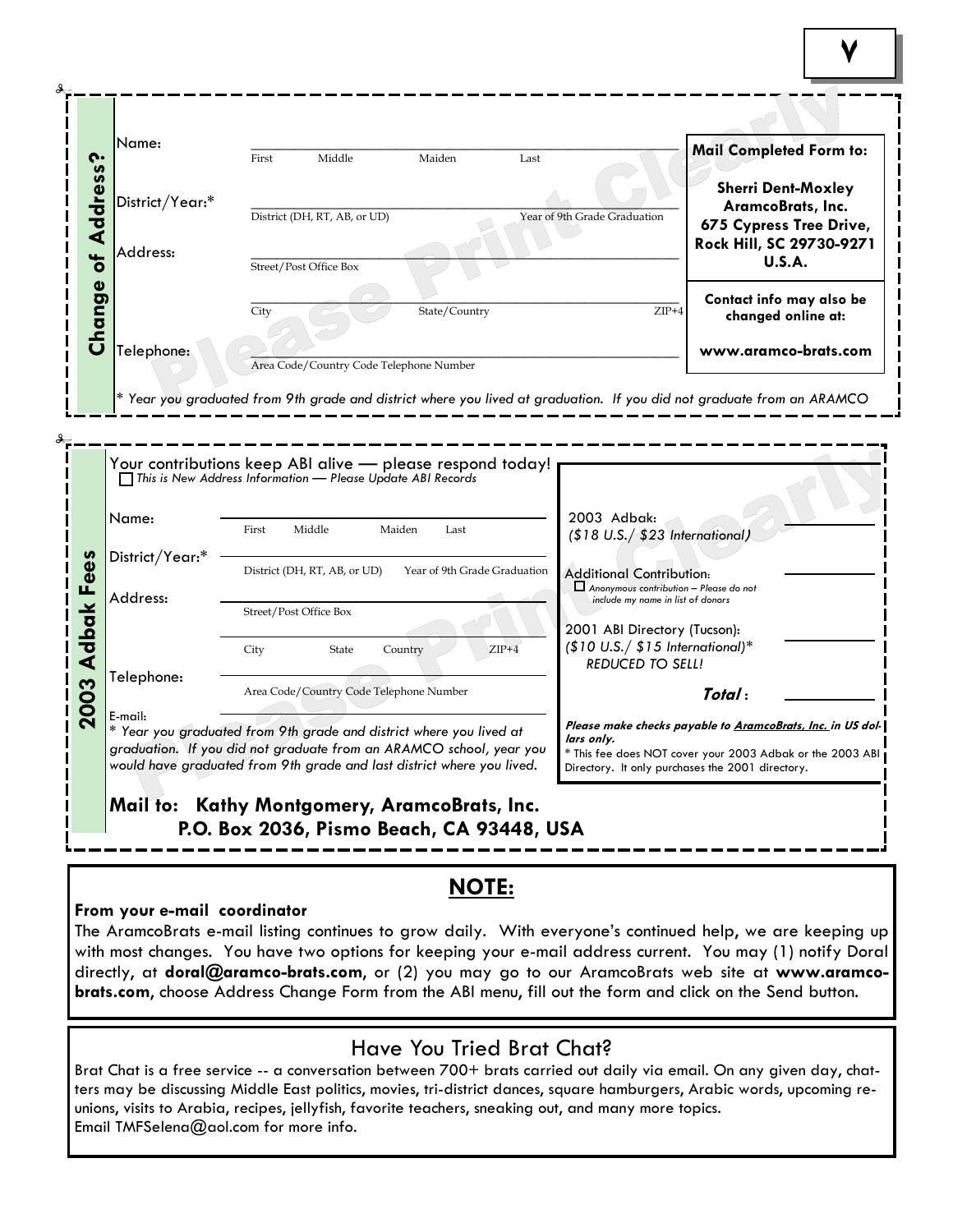## Change of Address?

Name: ______________________________
First Middle Maiden Last

District/Year:* ______________________________
District (DH, RT, AB, or UD) Year of 9th Grade Graduation

Address: ______________________________
Street/Post Office Box

______________________________
City State/Country ZIP+4

Telephone: ______________________________
Area Code/Country Code Telephone Number

*\* Year you graduated from 9th grade and district where you lived at graduation. If you did not graduate from an ARAMCO*

**Mail Completed Form to:**

**Sherri Dent-Moxley**
**AramcoBrats, Inc.**
**675 Cypress Tree Drive,**
**Rock Hill, SC 29730-9271**
**U.S.A.**

**Contact info may also be changed online at:**

**www.aramco-brats.com**

## 2003 Adbak Fees

Your contributions keep ABI alive — please respond today!

☐ *This is New Address Information — Please Update ABI Records*

Name: ______________________________
First Middle Maiden Last

District/Year:* ______________________________
District (DH, RT, AB, or UD) Year of 9th Grade Graduation

Address: ______________________________
Street/Post Office Box

______________________________
City State Country ZIP+4

Telephone: ______________________________
Area Code/Country Code Telephone Number

E-mail: ______________________________

*\* Year you graduated from 9th grade and district where you lived at graduation. If you did not graduate from an ARAMCO school, year you would have graduated from 9th grade and last district where you lived.*

2003 Adbak: *($18 U.S./ $23 International)* __________

Additional Contribution: __________
☐ *Anonymous contribution – Please do not include my name in list of donors*

2001 ABI Directory (Tucson): *($10 U.S./ $15 International)\** *REDUCED TO SELL!* __________

***Total*:** __________

***Please make checks payable to AramcoBrats, Inc. in US dollars only.***

\* This fee does NOT cover your 2003 Adbak or the 2003 ABI Directory. It only purchases the 2001 directory.

**Mail to: Kathy Montgomery, AramcoBrats, Inc.**
**P.O. Box 2036, Pismo Beach, CA 93448, USA**

## NOTE:

**From your e-mail coordinator**

The AramcoBrats e-mail listing continues to grow daily. With everyone's continued help, we are keeping up with most changes. You have two options for keeping your e-mail address current. You may (1) notify Doral directly, at **doral@aramco-brats.com**, or (2) you may go to our AramcoBrats web site at **www.aramco-brats.com**, choose Address Change Form from the ABI menu, fill out the form and click on the Send button.

## Have You Tried Brat Chat?

Brat Chat is a free service -- a conversation between 700+ brats carried out daily via email. On any given day, chatters may be discussing Middle East politics, movies, tri-district dances, square hamburgers, Arabic words, upcoming reunions, visits to Arabia, recipes, jellyfish, favorite teachers, sneaking out, and many more topics. Email TMFSelena@aol.com for more info.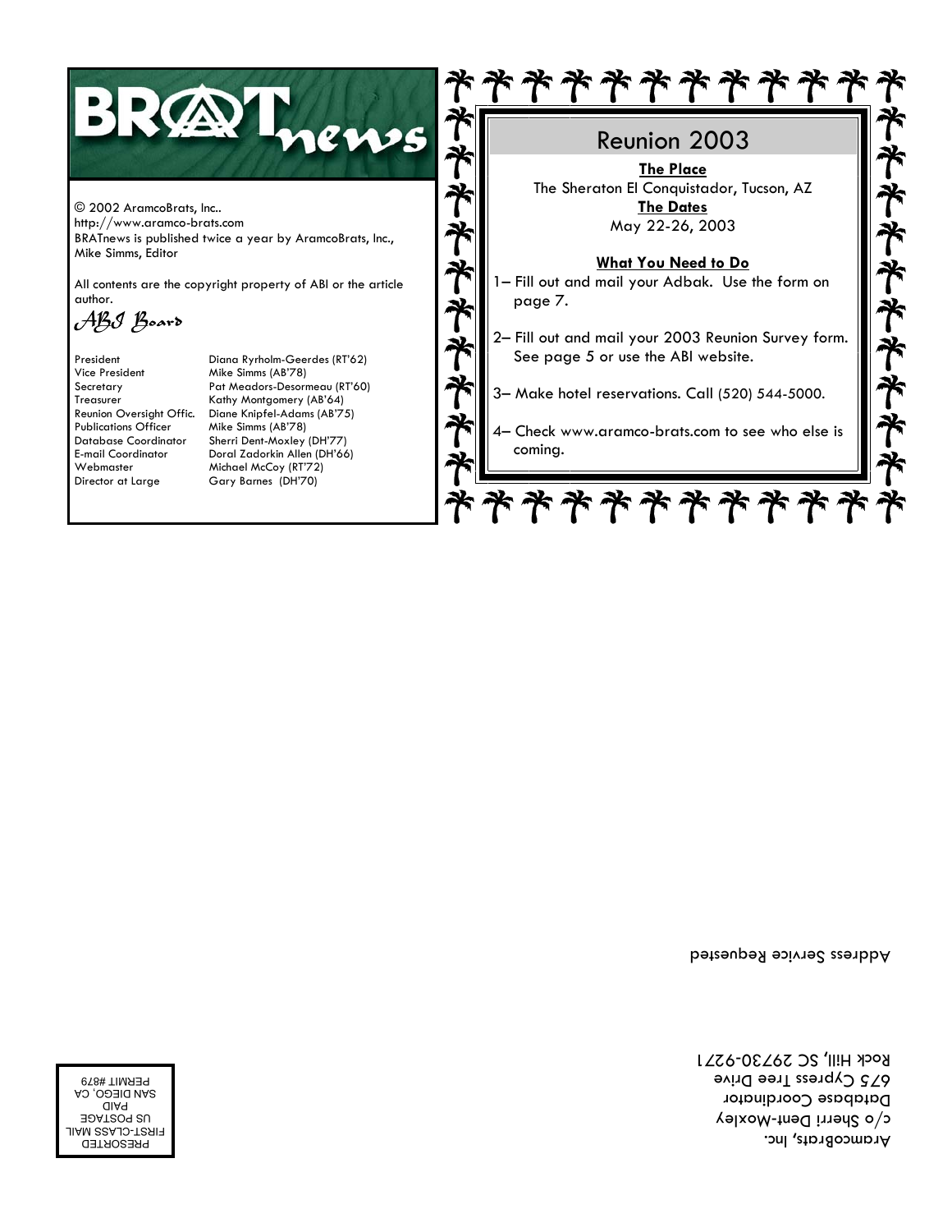# BRAT news

© 2002 AramcoBrats, Inc..
http://www.aramco-brats.com
BRATnews is published twice a year by AramcoBrats, Inc., Mike Simms, Editor

All contents are the copyright property of ABI or the article author.

*ABI Board*

| | |
|---|---|
| President | Diana Ryrholm-Geerdes (RT'62) |
| Vice President | Mike Simms (AB'78) |
| Secretary | Pat Meadors-Desormeau (RT'60) |
| Treasurer | Kathy Montgomery (AB'64) |
| Reunion Oversight Offic. | Diane Knipfel-Adams (AB'75) |
| Publications Officer | Mike Simms (AB'78) |
| Database Coordinator | Sherri Dent-Moxley (DH'77) |
| E-mail Coordinator | Doral Zadorkin Allen (DH'66) |
| Webmaster | Michael McCoy (RT'72) |
| Director at Large | Gary Barnes (DH'70) |

## Reunion 2003

**The Place**
The Sheraton El Conquistador, Tucson, AZ

**The Dates**
May 22-26, 2003

**What You Need to Do**

1– Fill out and mail your Adbak. Use the form on page 7.

2– Fill out and mail your 2003 Reunion Survey form. See page 5 or use the ABI website.

3– Make hotel reservations. Call (520) 544-5000.

4– Check www.aramco-brats.com to see who else is coming.

Address Service Requested

AramcoBrats, Inc.
c/o Sherri Dent-Moxley
Database Coordinator
675 Cypress Tree Drive
Rock Hill, SC 29730-9271

PRESORTED
FIRST-CLASS MAIL
US POSTAGE
PAID
SAN DIEGO, CA
PERMIT #879